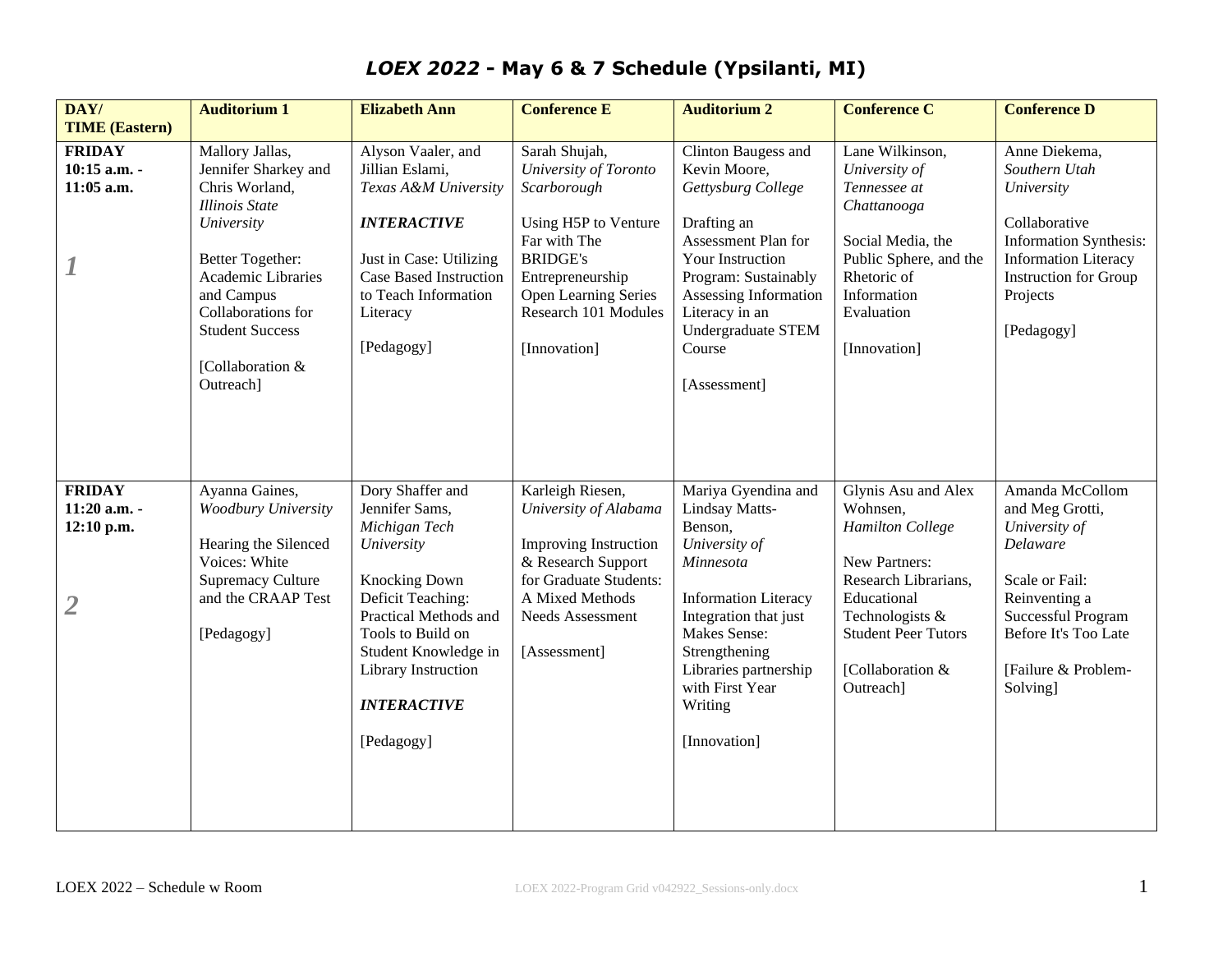# *LOEX 2022* - May 6 & 7 Schedule (Ypsilanti, MI)

| DAY/ TIME (Eastern) | Auditorium 1 | Elizabeth Ann | Conference E | Auditorium 2 | Conference C | Conference D |
|---|---|---|---|---|---|---|
| **FRIDAY 10:15 a.m. - 11:05 a.m.** *1* | Mallory Jallas, Jennifer Sharkey and Chris Worland, *Illinois State University* Better Together: Academic Libraries and Campus Collaborations for Student Success [Collaboration & Outreach] | Alyson Vaaler, and Jillian Eslami, *Texas A&M University* ***INTERACTIVE*** Just in Case: Utilizing Case Based Instruction to Teach Information Literacy [Pedagogy] | Sarah Shujah, *University of Toronto Scarborough* Using H5P to Venture Far with The BRIDGE's Entrepreneurship Open Learning Series Research 101 Modules [Innovation] | Clinton Baugess and Kevin Moore, *Gettysburg College* Drafting an Assessment Plan for Your Instruction Program: Sustainably Assessing Information Literacy in an Undergraduate STEM Course [Assessment] | Lane Wilkinson, *University of Tennessee at Chattanooga* Social Media, the Public Sphere, and the Rhetoric of Information Evaluation [Innovation] | Anne Diekema, *Southern Utah University* Collaborative Information Synthesis: Information Literacy Instruction for Group Projects [Pedagogy] |
| **FRIDAY 11:20 a.m. - 12:10 p.m.** *2* | Ayanna Gaines, *Woodbury University* Hearing the Silenced Voices: White Supremacy Culture and the CRAAP Test [Pedagogy] | Dory Shaffer and Jennifer Sams, *Michigan Tech University* Knocking Down Deficit Teaching: Practical Methods and Tools to Build on Student Knowledge in Library Instruction ***INTERACTIVE*** [Pedagogy] | Karleigh Riesen, *University of Alabama* Improving Instruction & Research Support for Graduate Students: A Mixed Methods Needs Assessment [Assessment] | Mariya Gyendina and Lindsay Matts-Benson, *University of Minnesota* Information Literacy Integration that just Makes Sense: Strengthening Libraries partnership with First Year Writing [Innovation] | Glynis Asu and Alex Wohnsen, *Hamilton College* New Partners: Research Librarians, Educational Technologists & Student Peer Tutors [Collaboration & Outreach] | Amanda McCollom and Meg Grotti, *University of Delaware* Scale or Fail: Reinventing a Successful Program Before It's Too Late [Failure & Problem-Solving] |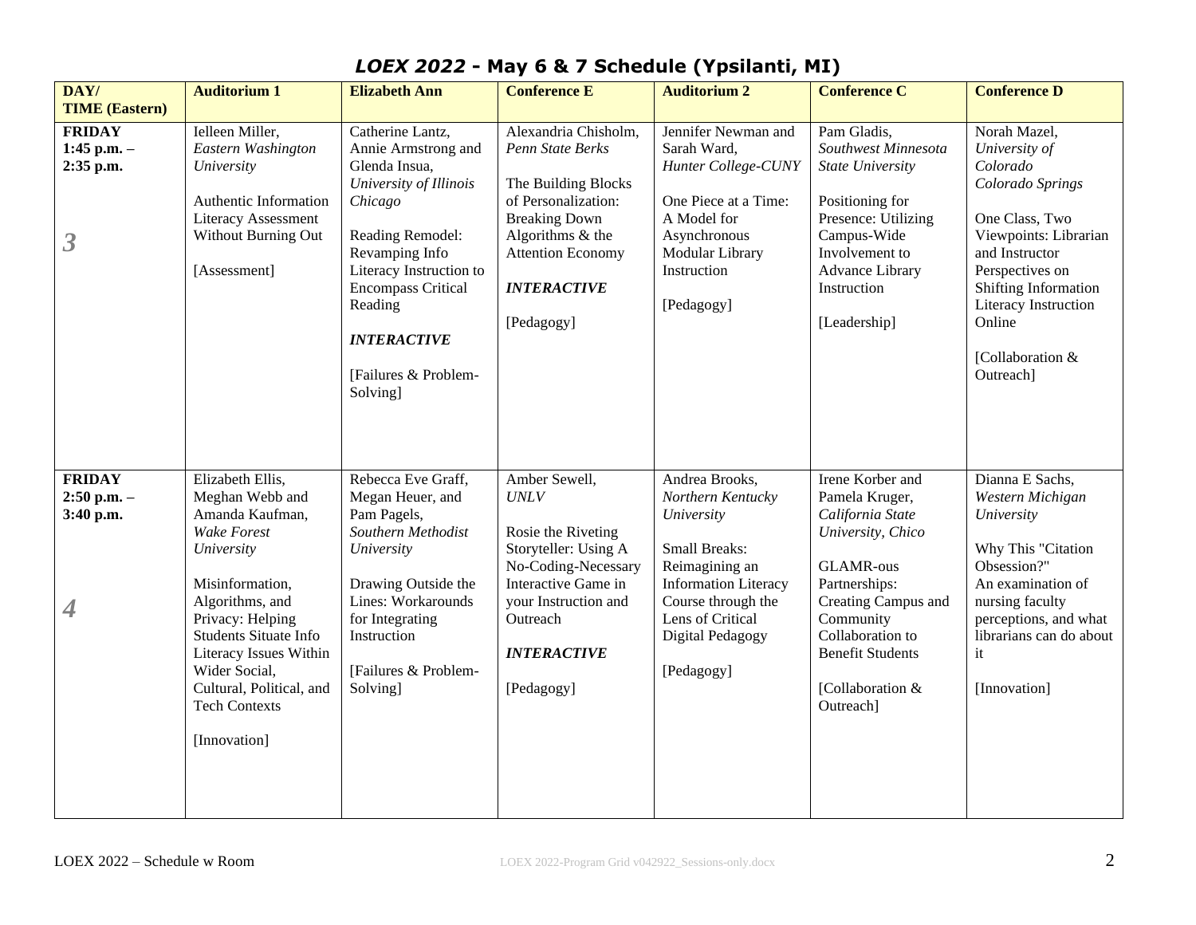# *LOEX 2022* - May 6 & 7 Schedule (Ypsilanti, MI)

| DAY/ TIME (Eastern) | Auditorium 1 | Elizabeth Ann | Conference E | Auditorium 2 | Conference C | Conference D |
|---|---|---|---|---|---|---|
| **FRIDAY 1:45 p.m. – 2:35 p.m.** *3* | Ielleen Miller, *Eastern Washington University* Authentic Information Literacy Assessment Without Burning Out [Assessment] | Catherine Lantz, Annie Armstrong and Glenda Insua, *University of Illinois Chicago* Reading Remodel: Revamping Info Literacy Instruction to Encompass Critical Reading ***INTERACTIVE*** [Failures & Problem-Solving] | Alexandria Chisholm, *Penn State Berks* The Building Blocks of Personalization: Breaking Down Algorithms & the Attention Economy ***INTERACTIVE*** [Pedagogy] | Jennifer Newman and Sarah Ward, *Hunter College-CUNY* One Piece at a Time: A Model for Asynchronous Modular Library Instruction [Pedagogy] | Pam Gladis, *Southwest Minnesota State University* Positioning for Presence: Utilizing Campus-Wide Involvement to Advance Library Instruction [Leadership] | Norah Mazel, *University of Colorado Colorado Springs* One Class, Two Viewpoints: Librarian and Instructor Perspectives on Shifting Information Literacy Instruction Online [Collaboration & Outreach] |
| **FRIDAY 2:50 p.m. – 3:40 p.m.** *4* | Elizabeth Ellis, Meghan Webb and Amanda Kaufman, *Wake Forest University* Misinformation, Algorithms, and Privacy: Helping Students Situate Info Literacy Issues Within Wider Social, Cultural, Political, and Tech Contexts [Innovation] | Rebecca Eve Graff, Megan Heuer, and Pam Pagels, *Southern Methodist University* Drawing Outside the Lines: Workarounds for Integrating Instruction [Failures & Problem-Solving] | Amber Sewell, *UNLV* Rosie the Riveting Storyteller: Using A No-Coding-Necessary Interactive Game in your Instruction and Outreach ***INTERACTIVE*** [Pedagogy] | Andrea Brooks, *Northern Kentucky University* Small Breaks: Reimagining an Information Literacy Course through the Lens of Critical Digital Pedagogy [Pedagogy] | Irene Korber and Pamela Kruger, *California State University, Chico* GLAMR-ous Partnerships: Creating Campus and Community Collaboration to Benefit Students [Collaboration & Outreach] | Dianna E Sachs, *Western Michigan University* Why This "Citation Obsession?" An examination of nursing faculty perceptions, and what librarians can do about it [Innovation] |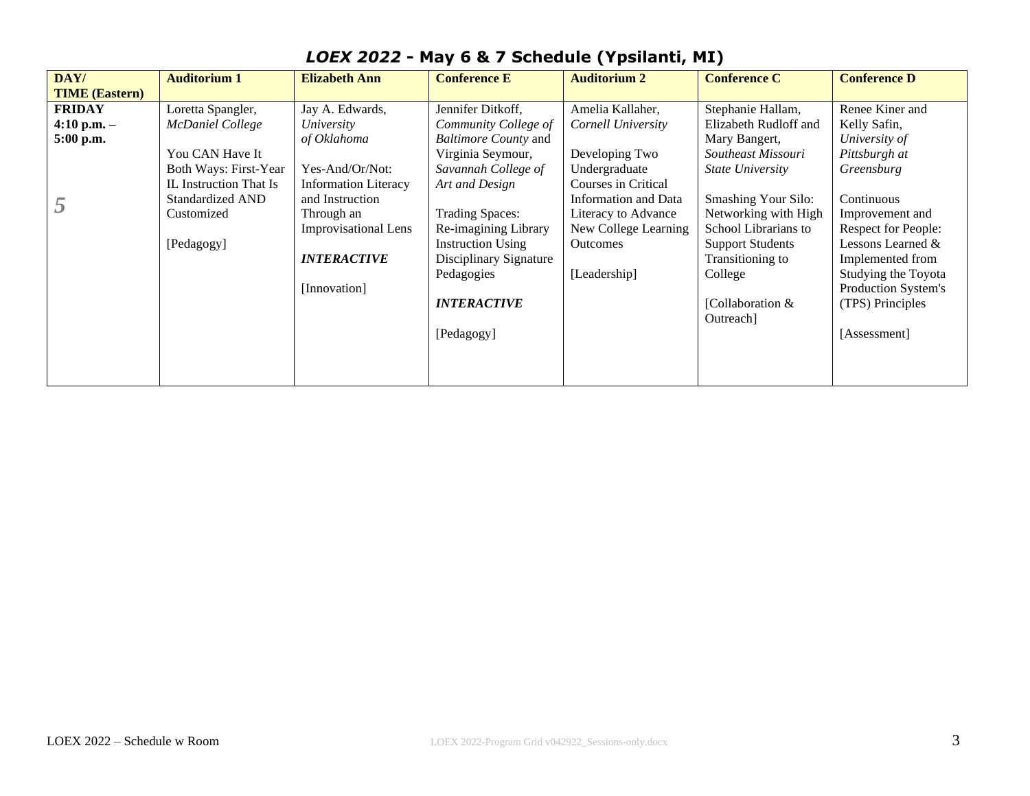# *LOEX 2022* - May 6 & 7 Schedule (Ypsilanti, MI)

| DAY/ TIME (Eastern) | Auditorium 1 | Elizabeth Ann | Conference E | Auditorium 2 | Conference C | Conference D |
|---|---|---|---|---|---|---|
| **FRIDAY 4:10 p.m. – 5:00 p.m.** *5* | Loretta Spangler, *McDaniel College* You CAN Have It Both Ways: First-Year IL Instruction That Is Standardized AND Customized [Pedagogy] | Jay A. Edwards, *University of Oklahoma* Yes-And/Or/Not: Information Literacy and Instruction Through an Improvisational Lens ***INTERACTIVE*** [Innovation] | Jennifer Ditkoff, *Community College of Baltimore County* and Virginia Seymour, *Savannah College of Art and Design* Trading Spaces: Re-imagining Library Instruction Using Disciplinary Signature Pedagogies ***INTERACTIVE*** [Pedagogy] | Amelia Kallaher, *Cornell University* Developing Two Undergraduate Courses in Critical Information and Data Literacy to Advance New College Learning Outcomes [Leadership] | Stephanie Hallam, Elizabeth Rudloff and Mary Bangert, *Southeast Missouri State University* Smashing Your Silo: Networking with High School Librarians to Support Students Transitioning to College [Collaboration & Outreach] | Renee Kiner and Kelly Safin, *University of Pittsburgh at Greensburg* Continuous Improvement and Respect for People: Lessons Learned & Implemented from Studying the Toyota Production System's (TPS) Principles [Assessment] |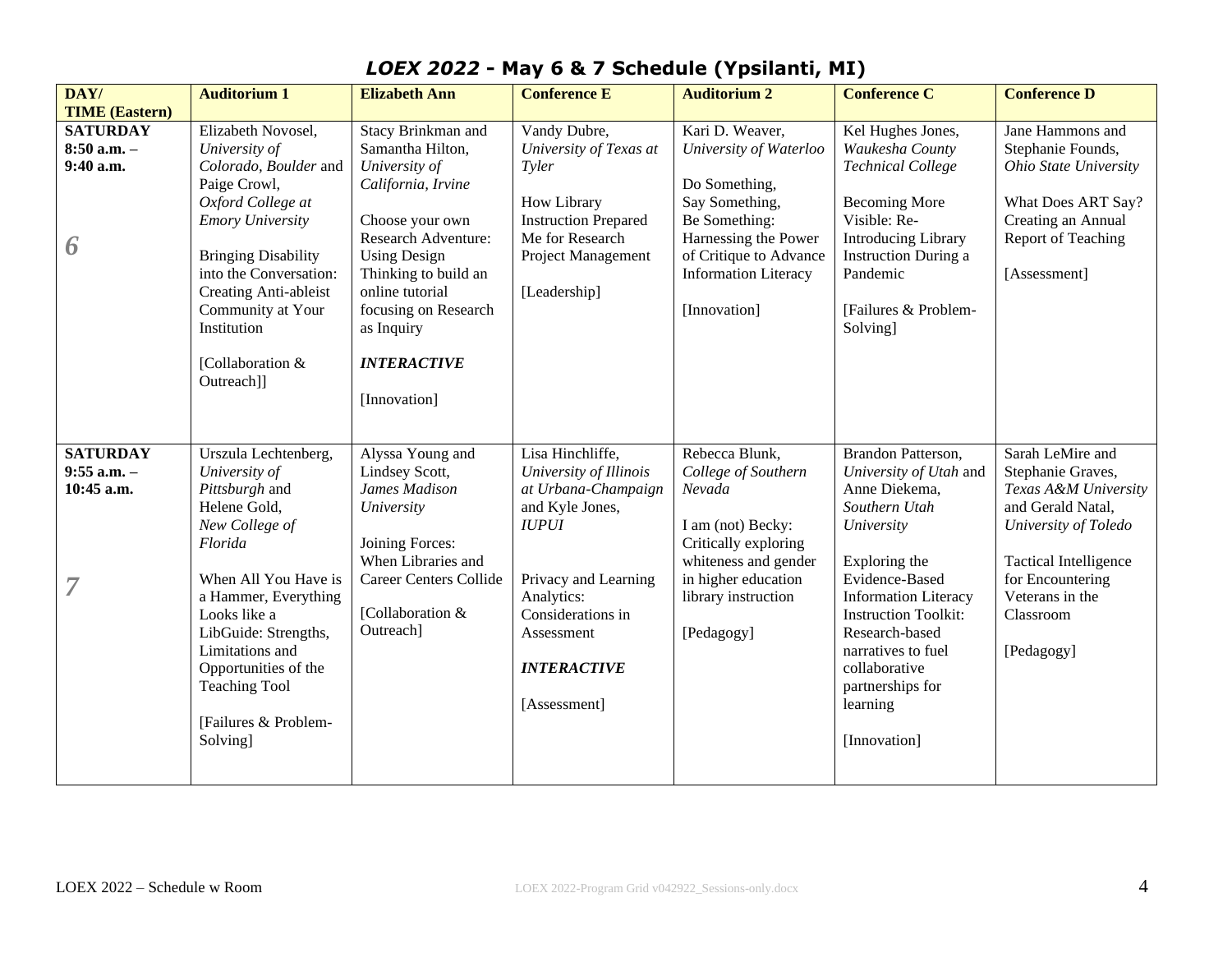# *LOEX 2022* - May 6 & 7 Schedule (Ypsilanti, MI)

| DAY/ TIME (Eastern) | Auditorium 1 | Elizabeth Ann | Conference E | Auditorium 2 | Conference C | Conference D |
|---|---|---|---|---|---|---|
| **SATURDAY 8:50 a.m. – 9:40 a.m.** *6* | Elizabeth Novosel, *University of Colorado, Boulder* and Paige Crowl, *Oxford College at Emory University*<br><br>Bringing Disability into the Conversation: Creating Anti-ableist Community at Your Institution<br><br>[Collaboration & Outreach]] | Stacy Brinkman and Samantha Hilton, *University of California, Irvine*<br><br>Choose your own Research Adventure: Using Design Thinking to build an online tutorial focusing on Research as Inquiry<br><br>***INTERACTIVE***<br><br>[Innovation] | Vandy Dubre, *University of Texas at Tyler*<br><br>How Library Instruction Prepared Me for Research Project Management<br><br>[Leadership] | Kari D. Weaver, *University of Waterloo*<br><br>Do Something, Say Something, Be Something: Harnessing the Power of Critique to Advance Information Literacy<br><br>[Innovation] | Kel Hughes Jones, *Waukesha County Technical College*<br><br>Becoming More Visible: Re-Introducing Library Instruction During a Pandemic<br><br>[Failures & Problem-Solving] | Jane Hammons and Stephanie Founds, *Ohio State University*<br><br>What Does ART Say? Creating an Annual Report of Teaching<br><br>[Assessment] |
| **SATURDAY 9:55 a.m. – 10:45 a.m.** *7* | Urszula Lechtenberg, *University of Pittsburgh* and Helene Gold, *New College of Florida*<br><br>When All You Have is a Hammer, Everything Looks like a LibGuide: Strengths, Limitations and Opportunities of the Teaching Tool<br><br>[Failures & Problem-Solving] | Alyssa Young and Lindsey Scott, *James Madison University*<br><br>Joining Forces: When Libraries and Career Centers Collide<br><br>[Collaboration & Outreach] | Lisa Hinchliffe, *University of Illinois at Urbana-Champaign* and Kyle Jones, *IUPUI*<br><br>Privacy and Learning Analytics: Considerations in Assessment<br><br>***INTERACTIVE***<br><br>[Assessment] | Rebecca Blunk, *College of Southern Nevada*<br><br>I am (not) Becky: Critically exploring whiteness and gender in higher education library instruction<br><br>[Pedagogy] | Brandon Patterson, *University of Utah* and Anne Diekema, *Southern Utah University*<br><br>Exploring the Evidence-Based Information Literacy Instruction Toolkit: Research-based narratives to fuel collaborative partnerships for learning<br><br>[Innovation] | Sarah LeMire and Stephanie Graves, *Texas A&M University* and Gerald Natal, *University of Toledo*<br><br>Tactical Intelligence for Encountering Veterans in the Classroom<br><br>[Pedagogy] |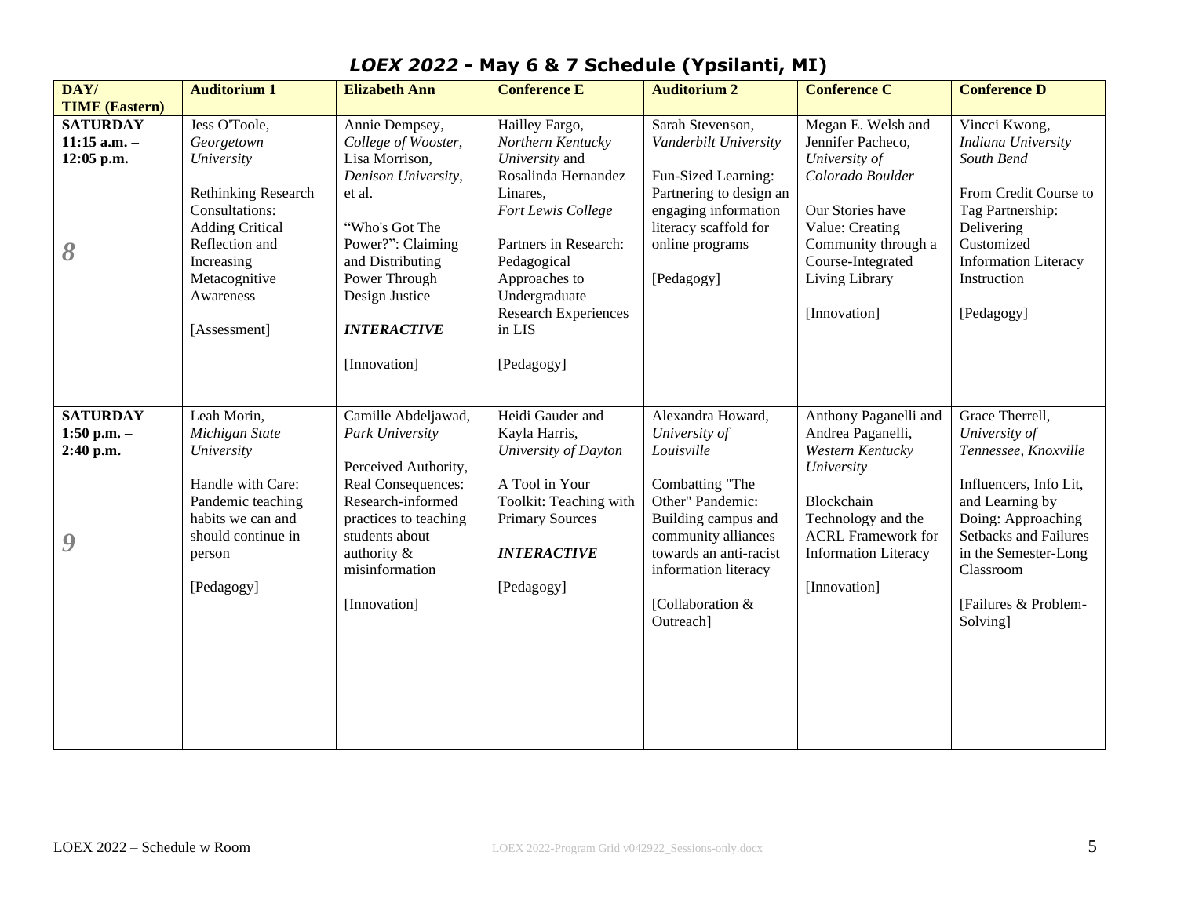# *LOEX 2022* - May 6 & 7 Schedule (Ypsilanti, MI)

| DAY/ TIME (Eastern) | Auditorium 1 | Elizabeth Ann | Conference E | Auditorium 2 | Conference C | Conference D |
|---|---|---|---|---|---|---|
| **SATURDAY 11:15 a.m. – 12:05 p.m.** *8* | Jess O'Toole, *Georgetown University* Rethinking Research Consultations: Adding Critical Reflection and Increasing Metacognitive Awareness [Assessment] | Annie Dempsey, *College of Wooster*, Lisa Morrison, *Denison University*, et al. "Who's Got The Power?": Claiming and Distributing Power Through Design Justice ***INTERACTIVE*** [Innovation] | Hailley Fargo, *Northern Kentucky University* and Rosalinda Hernandez Linares, *Fort Lewis College* Partners in Research: Pedagogical Approaches to Undergraduate Research Experiences in LIS [Pedagogy] | Sarah Stevenson, *Vanderbilt University* Fun-Sized Learning: Partnering to design an engaging information literacy scaffold for online programs [Pedagogy] | Megan E. Welsh and Jennifer Pacheco, *University of Colorado Boulder* Our Stories have Value: Creating Community through a Course-Integrated Living Library [Innovation] | Vincci Kwong, *Indiana University South Bend* From Credit Course to Tag Partnership: Delivering Customized Information Literacy Instruction [Pedagogy] |
| **SATURDAY 1:50 p.m. – 2:40 p.m.** *9* | Leah Morin, *Michigan State University* Handle with Care: Pandemic teaching habits we can and should continue in person [Pedagogy] | Camille Abdeljawad, *Park University* Perceived Authority, Real Consequences: Research-informed practices to teaching students about authority & misinformation [Innovation] | Heidi Gauder and Kayla Harris, *University of Dayton* A Tool in Your Toolkit: Teaching with Primary Sources ***INTERACTIVE*** [Pedagogy] | Alexandra Howard, *University of Louisville* Combatting "The Other" Pandemic: Building campus and community alliances towards an anti-racist information literacy [Collaboration & Outreach] | Anthony Paganelli and Andrea Paganelli, *Western Kentucky University* Blockchain Technology and the ACRL Framework for Information Literacy [Innovation] | Grace Therrell, *University of Tennessee, Knoxville* Influencers, Info Lit, and Learning by Doing: Approaching Setbacks and Failures in the Semester-Long Classroom [Failures & Problem-Solving] |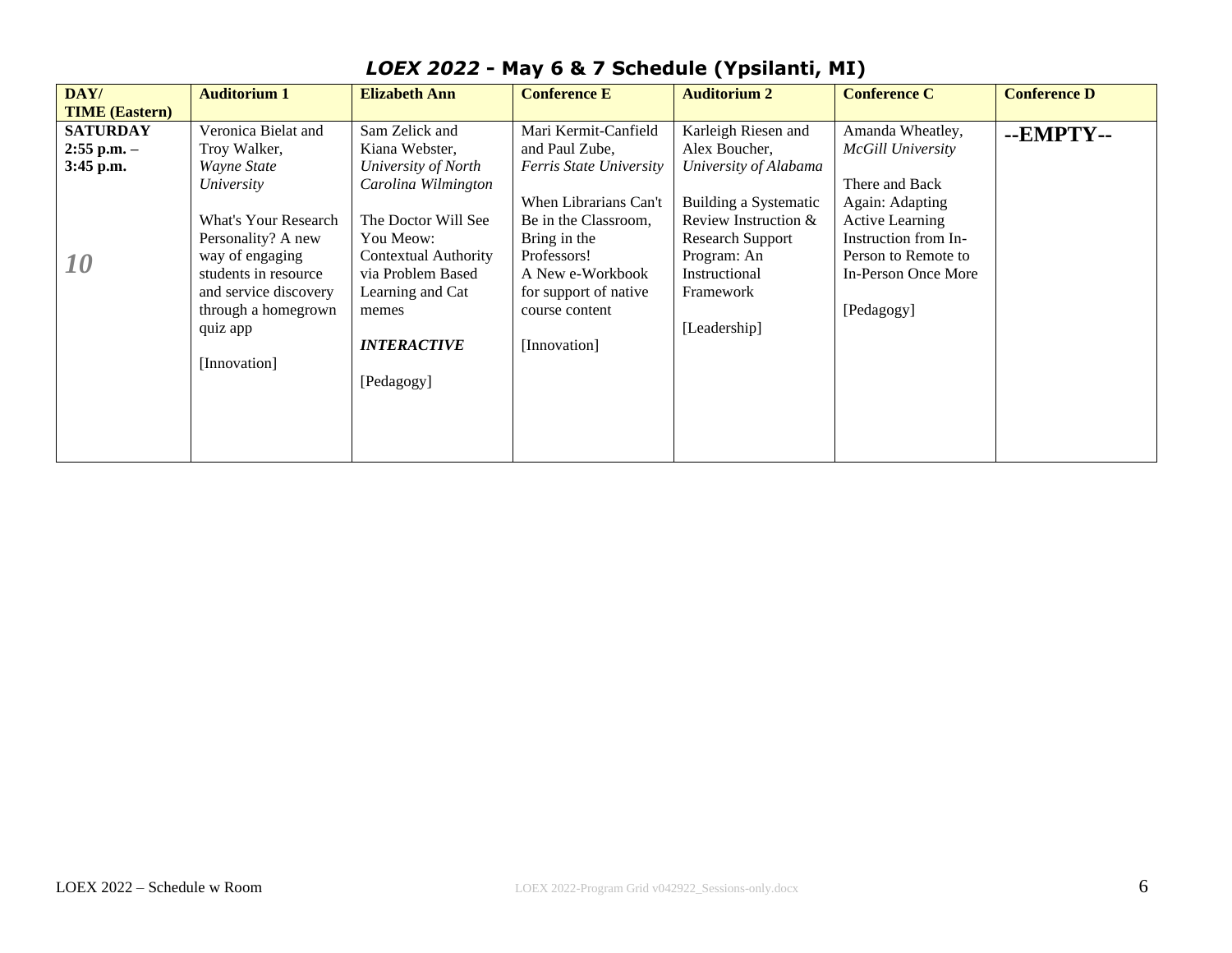# *LOEX 2022* - May 6 & 7 Schedule (Ypsilanti, MI)

| DAY/ TIME (Eastern) | Auditorium 1 | Elizabeth Ann | Conference E | Auditorium 2 | Conference C | Conference D |
|---|---|---|---|---|---|---|
| **SATURDAY 2:55 p.m. – 3:45 p.m.** *10* | Veronica Bielat and Troy Walker, *Wayne State University* What's Your Research Personality? A new way of engaging students in resource and service discovery through a homegrown quiz app [Innovation] | Sam Zelick and Kiana Webster, *University of North Carolina Wilmington* The Doctor Will See You Meow: Contextual Authority via Problem Based Learning and Cat memes ***INTERACTIVE*** [Pedagogy] | Mari Kermit-Canfield and Paul Zube, *Ferris State University* When Librarians Can't Be in the Classroom, Bring in the Professors! A New e-Workbook for support of native course content [Innovation] | Karleigh Riesen and Alex Boucher, *University of Alabama* Building a Systematic Review Instruction & Research Support Program: An Instructional Framework [Leadership] | Amanda Wheatley, *McGill University* There and Back Again: Adapting Active Learning Instruction from In-Person to Remote to In-Person Once More [Pedagogy] | **--EMPTY--** |